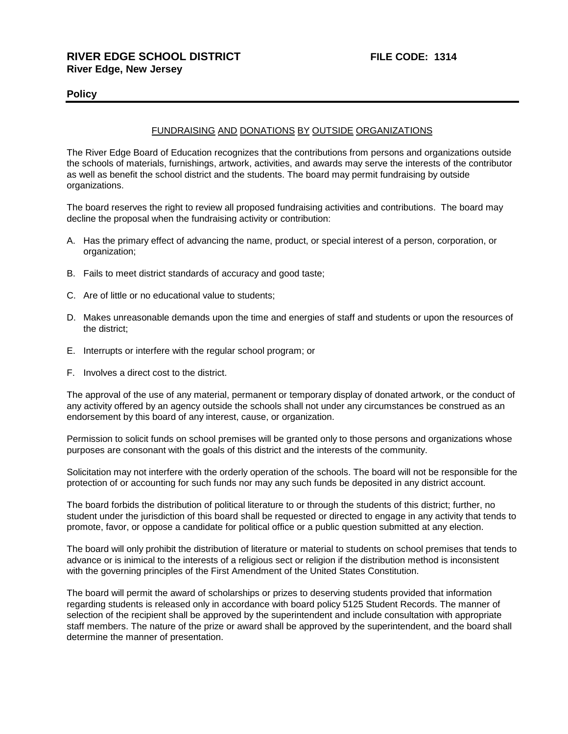**RIVER EDGE SCHOOL DISTRICT** **FILE CODE: 1314**
**River Edge, New Jersey**

**Policy**

---

<u>FUNDRAISING AND DONATIONS BY OUTSIDE ORGANIZATIONS</u>

The River Edge Board of Education recognizes that the contributions from persons and organizations outside the schools of materials, furnishings, artwork, activities, and awards may serve the interests of the contributor as well as benefit the school district and the students. The board may permit fundraising by outside organizations.

The board reserves the right to review all proposed fundraising activities and contributions. The board may decline the proposal when the fundraising activity or contribution:

A. Has the primary effect of advancing the name, product, or special interest of a person, corporation, or organization;

B. Fails to meet district standards of accuracy and good taste;

C. Are of little or no educational value to students;

D. Makes unreasonable demands upon the time and energies of staff and students or upon the resources of the district;

E. Interrupts or interfere with the regular school program; or

F. Involves a direct cost to the district.

The approval of the use of any material, permanent or temporary display of donated artwork, or the conduct of any activity offered by an agency outside the schools shall not under any circumstances be construed as an endorsement by this board of any interest, cause, or organization.

Permission to solicit funds on school premises will be granted only to those persons and organizations whose purposes are consonant with the goals of this district and the interests of the community.

Solicitation may not interfere with the orderly operation of the schools. The board will not be responsible for the protection of or accounting for such funds nor may any such funds be deposited in any district account.

The board forbids the distribution of political literature to or through the students of this district; further, no student under the jurisdiction of this board shall be requested or directed to engage in any activity that tends to promote, favor, or oppose a candidate for political office or a public question submitted at any election.

The board will only prohibit the distribution of literature or material to students on school premises that tends to advance or is inimical to the interests of a religious sect or religion if the distribution method is inconsistent with the governing principles of the First Amendment of the United States Constitution.

The board will permit the award of scholarships or prizes to deserving students provided that information regarding students is released only in accordance with board policy 5125 Student Records. The manner of selection of the recipient shall be approved by the superintendent and include consultation with appropriate staff members. The nature of the prize or award shall be approved by the superintendent, and the board shall determine the manner of presentation.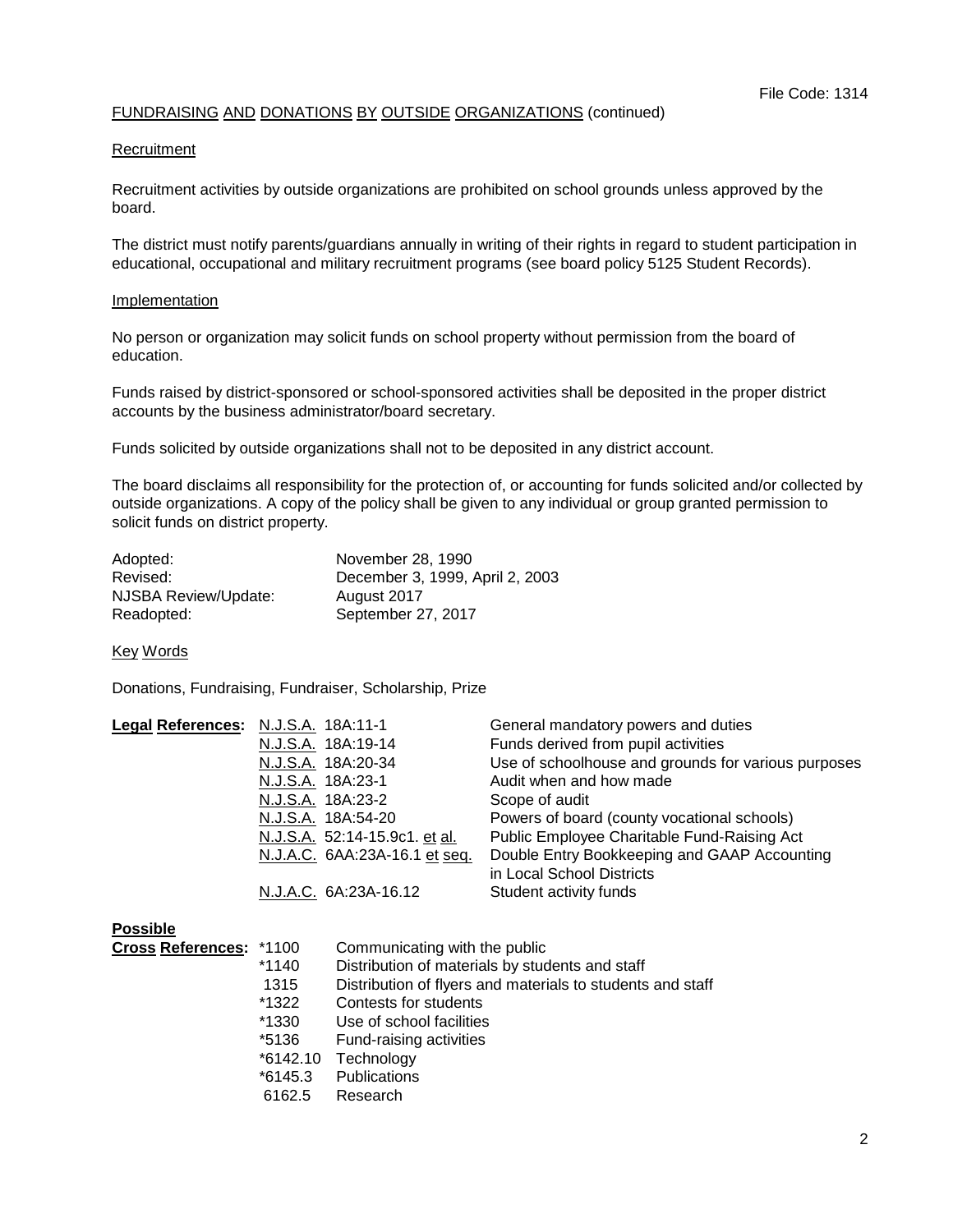File Code: 1314

FUNDRAISING AND DONATIONS BY OUTSIDE ORGANIZATIONS (continued)

### Recruitment

Recruitment activities by outside organizations are prohibited on school grounds unless approved by the board.

The district must notify parents/guardians annually in writing of their rights in regard to student participation in educational, occupational and military recruitment programs (see board policy 5125 Student Records).

### Implementation

No person or organization may solicit funds on school property without permission from the board of education.

Funds raised by district-sponsored or school-sponsored activities shall be deposited in the proper district accounts by the business administrator/board secretary.

Funds solicited by outside organizations shall not to be deposited in any district account.

The board disclaims all responsibility for the protection of, or accounting for funds solicited and/or collected by outside organizations. A copy of the policy shall be given to any individual or group granted permission to solicit funds on district property.

| | |
|---|---|
| Adopted: | November 28, 1990 |
| Revised: | December 3, 1999, April 2, 2003 |
| NJSBA Review/Update: | August 2017 |
| Readopted: | September 27, 2017 |

### Key Words

Donations, Fundraising, Fundraiser, Scholarship, Prize

| **Legal References:** | | |
|---|---|---|
| | N.J.S.A. 18A:11-1 | General mandatory powers and duties |
| | N.J.S.A. 18A:19-14 | Funds derived from pupil activities |
| | N.J.S.A. 18A:20-34 | Use of schoolhouse and grounds for various purposes |
| | N.J.S.A. 18A:23-1 | Audit when and how made |
| | N.J.S.A. 18A:23-2 | Scope of audit |
| | N.J.S.A. 18A:54-20 | Powers of board (county vocational schools) |
| | N.J.S.A. 52:14-15.9c1. et al. | Public Employee Charitable Fund-Raising Act |
| | N.J.A.C. 6AA:23A-16.1 et seq. | Double Entry Bookkeeping and GAAP Accounting in Local School Districts |
| | N.J.A.C. 6A:23A-16.12 | Student activity funds |

| **Possible Cross References:** | | |
|---|---|---|
| | *1100 | Communicating with the public |
| | *1140 | Distribution of materials by students and staff |
| | 1315 | Distribution of flyers and materials to students and staff |
| | *1322 | Contests for students |
| | *1330 | Use of school facilities |
| | *5136 | Fund-raising activities |
| | *6142.10 | Technology |
| | *6145.3 | Publications |
| | 6162.5 | Research |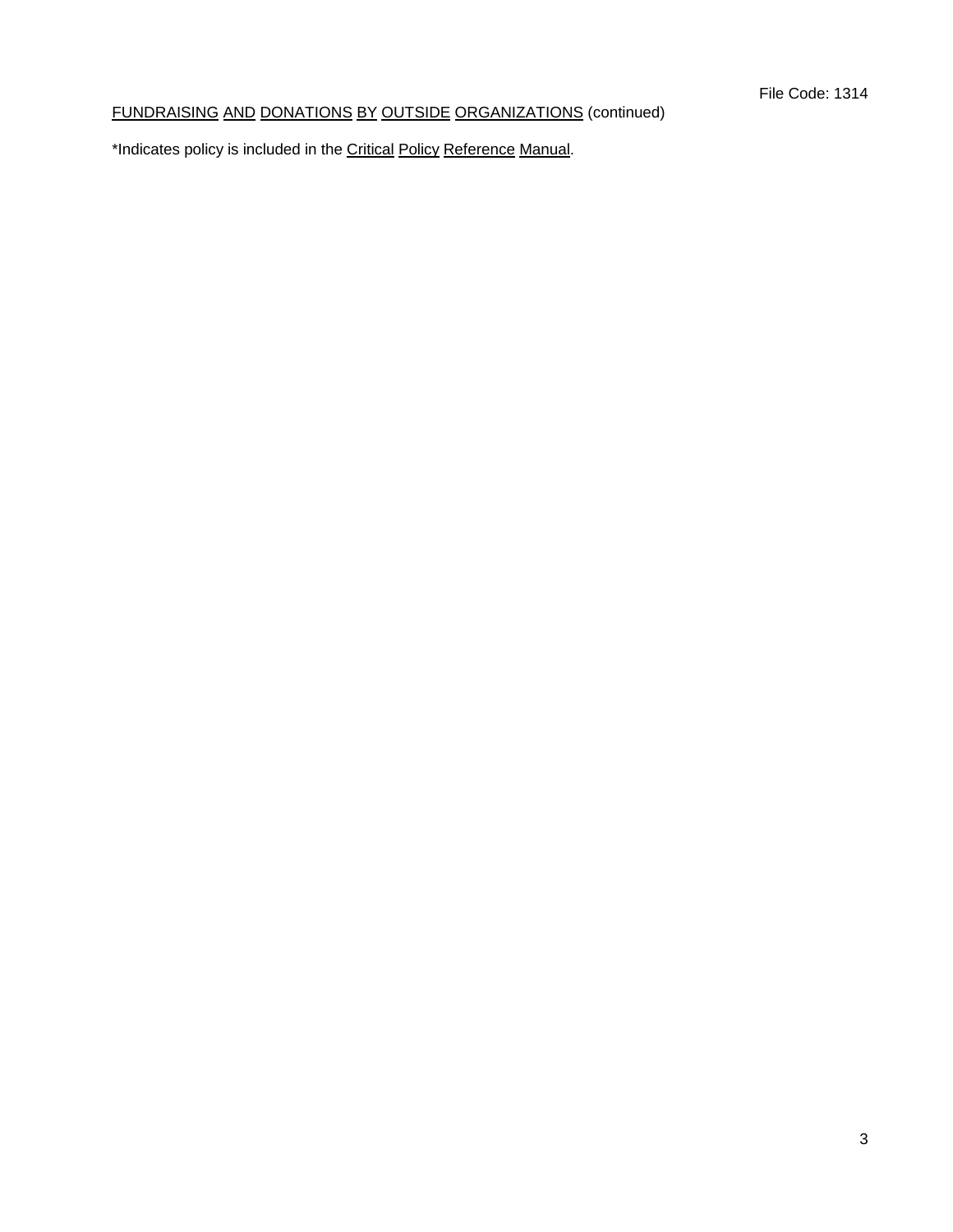FUNDRAISING AND DONATIONS BY OUTSIDE ORGANIZATIONS (continued)

*Indicates policy is included in the Critical Policy Reference Manual.